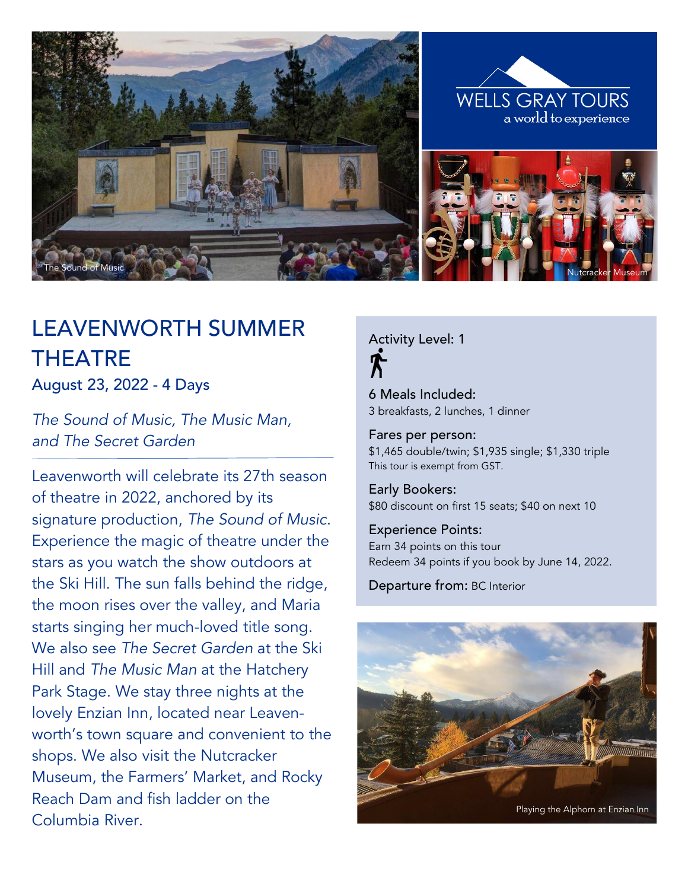The Sound of Music

WELLS GRAY TOURS
a world to experience

Nutcracker Museum

# LEAVENWORTH SUMMER THEATRE

## August 23, 2022 - 4 Days

*The Sound of Music, The Music Man, and The Secret Garden*

Leavenworth will celebrate its 27th season of theatre in 2022, anchored by its signature production, *The Sound of Music*. Experience the magic of theatre under the stars as you watch the show outdoors at the Ski Hill. The sun falls behind the ridge, the moon rises over the valley, and Maria starts singing her much-loved title song. We also see *The Secret Garden* at the Ski Hill and *The Music Man* at the Hatchery Park Stage. We stay three nights at the lovely Enzian Inn, located near Leavenworth's town square and convenient to the shops. We also visit the Nutcracker Museum, the Farmers' Market, and Rocky Reach Dam and fish ladder on the Columbia River.

Activity Level: 1

6 Meals Included:
3 breakfasts, 2 lunches, 1 dinner

Fares per person:
$1,465 double/twin; $1,935 single; $1,330 triple
This tour is exempt from GST.

Early Bookers:
$80 discount on first 15 seats; $40 on next 10

Experience Points:
Earn 34 points on this tour
Redeem 34 points if you book by June 14, 2022.

**Departure from:** BC Interior

Playing the Alphorn at Enzian Inn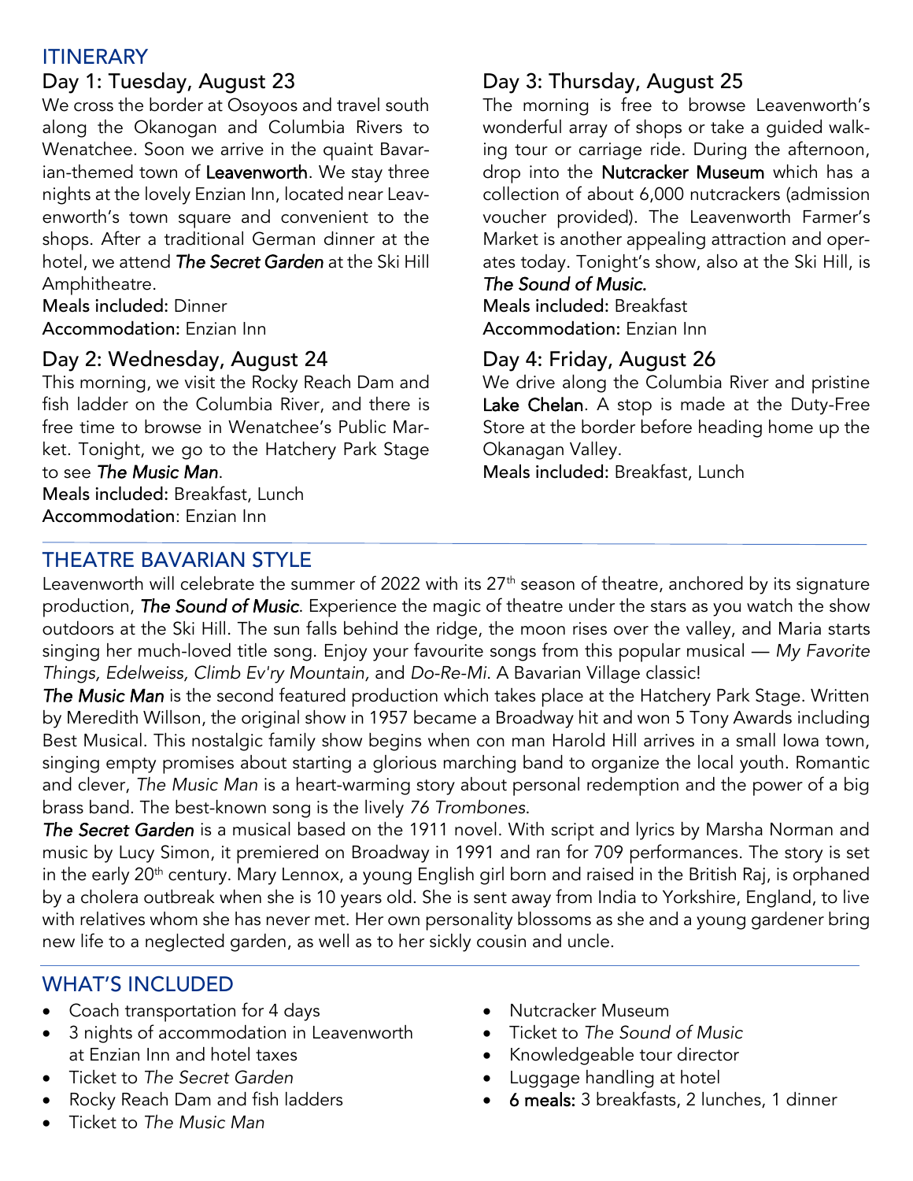## ITINERARY

### Day 1: Tuesday, August 23

We cross the border at Osoyoos and travel south along the Okanogan and Columbia Rivers to Wenatchee. Soon we arrive in the quaint Bavarian-themed town of **Leavenworth**. We stay three nights at the lovely Enzian Inn, located near Leavenworth's town square and convenient to the shops. After a traditional German dinner at the hotel, we attend ***The Secret Garden*** at the Ski Hill Amphitheatre.

**Meals included:** Dinner
**Accommodation:** Enzian Inn

### Day 2: Wednesday, August 24

This morning, we visit the Rocky Reach Dam and fish ladder on the Columbia River, and there is free time to browse in Wenatchee's Public Market. Tonight, we go to the Hatchery Park Stage to see ***The Music Man***.

**Meals included:** Breakfast, Lunch
**Accommodation**: Enzian Inn

### Day 3: Thursday, August 25

The morning is free to browse Leavenworth's wonderful array of shops or take a guided walking tour or carriage ride. During the afternoon, drop into the **Nutcracker Museum** which has a collection of about 6,000 nutcrackers (admission voucher provided). The Leavenworth Farmer's Market is another appealing attraction and operates today. Tonight's show, also at the Ski Hill, is ***The Sound of Music.***

**Meals included:** Breakfast
**Accommodation:** Enzian Inn

### Day 4: Friday, August 26

We drive along the Columbia River and pristine **Lake Chelan**. A stop is made at the Duty-Free Store at the border before heading home up the Okanagan Valley.

**Meals included:** Breakfast, Lunch

## THEATRE BAVARIAN STYLE

Leavenworth will celebrate the summer of 2022 with its 27th season of theatre, anchored by its signature production, ***The Sound of Music***. Experience the magic of theatre under the stars as you watch the show outdoors at the Ski Hill. The sun falls behind the ridge, the moon rises over the valley, and Maria starts singing her much-loved title song. Enjoy your favourite songs from this popular musical — *My Favorite Things, Edelweiss, Climb Ev'ry Mountain,* and *Do-Re-Mi*. A Bavarian Village classic!

***The Music Man*** is the second featured production which takes place at the Hatchery Park Stage. Written by Meredith Willson, the original show in 1957 became a Broadway hit and won 5 Tony Awards including Best Musical. This nostalgic family show begins when con man Harold Hill arrives in a small Iowa town, singing empty promises about starting a glorious marching band to organize the local youth. Romantic and clever, *The Music Man* is a heart-warming story about personal redemption and the power of a big brass band. The best-known song is the lively *76 Trombones.*

***The Secret Garden*** is a musical based on the 1911 novel. With script and lyrics by Marsha Norman and music by Lucy Simon, it premiered on Broadway in 1991 and ran for 709 performances. The story is set in the early 20th century. Mary Lennox, a young English girl born and raised in the British Raj, is orphaned by a cholera outbreak when she is 10 years old. She is sent away from India to Yorkshire, England, to live with relatives whom she has never met. Her own personality blossoms as she and a young gardener bring new life to a neglected garden, as well as to her sickly cousin and uncle.

## WHAT'S INCLUDED

- Coach transportation for 4 days
- 3 nights of accommodation in Leavenworth at Enzian Inn and hotel taxes
- Ticket to *The Secret Garden*
- Rocky Reach Dam and fish ladders
- Ticket to *The Music Man*
- Nutcracker Museum
- Ticket to *The Sound of Music*
- Knowledgeable tour director
- Luggage handling at hotel
- **6 meals:** 3 breakfasts, 2 lunches, 1 dinner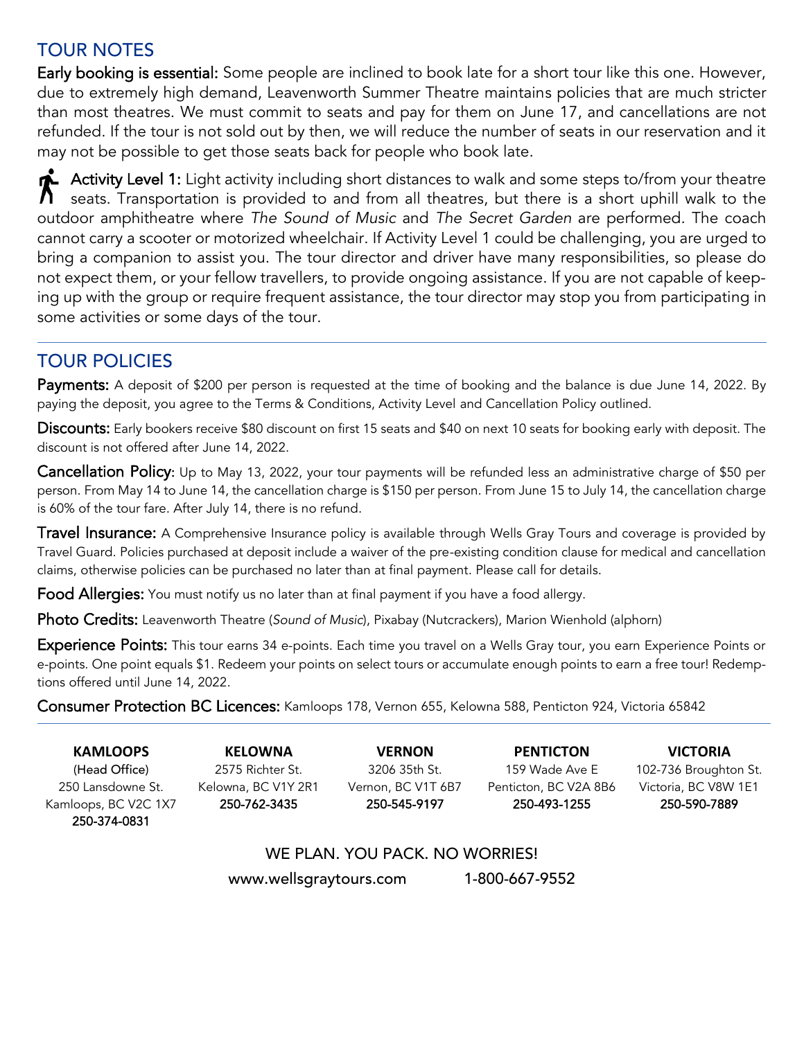## TOUR NOTES

**Early booking is essential:** Some people are inclined to book late for a short tour like this one. However, due to extremely high demand, Leavenworth Summer Theatre maintains policies that are much stricter than most theatres. We must commit to seats and pay for them on June 17, and cancellations are not refunded. If the tour is not sold out by then, we will reduce the number of seats in our reservation and it may not be possible to get those seats back for people who book late.

**Activity Level 1:** Light activity including short distances to walk and some steps to/from your theatre seats. Transportation is provided to and from all theatres, but there is a short uphill walk to the outdoor amphitheatre where *The Sound of Music* and *The Secret Garden* are performed. The coach cannot carry a scooter or motorized wheelchair. If Activity Level 1 could be challenging, you are urged to bring a companion to assist you. The tour director and driver have many responsibilities, so please do not expect them, or your fellow travellers, to provide ongoing assistance. If you are not capable of keeping up with the group or require frequent assistance, the tour director may stop you from participating in some activities or some days of the tour.

## TOUR POLICIES

**Payments:** A deposit of $200 per person is requested at the time of booking and the balance is due June 14, 2022. By paying the deposit, you agree to the Terms & Conditions, Activity Level and Cancellation Policy outlined.

**Discounts:** Early bookers receive $80 discount on first 15 seats and $40 on next 10 seats for booking early with deposit. The discount is not offered after June 14, 2022.

**Cancellation Policy:** Up to May 13, 2022, your tour payments will be refunded less an administrative charge of $50 per person. From May 14 to June 14, the cancellation charge is $150 per person. From June 15 to July 14, the cancellation charge is 60% of the tour fare. After July 14, there is no refund.

**Travel Insurance:** A Comprehensive Insurance policy is available through Wells Gray Tours and coverage is provided by Travel Guard. Policies purchased at deposit include a waiver of the pre-existing condition clause for medical and cancellation claims, otherwise policies can be purchased no later than at final payment. Please call for details.

**Food Allergies:** You must notify us no later than at final payment if you have a food allergy.

**Photo Credits:** Leavenworth Theatre (*Sound of Music*), Pixabay (Nutcrackers), Marion Wienhold (alphorn)

**Experience Points:** This tour earns 34 e-points. Each time you travel on a Wells Gray tour, you earn Experience Points or e-points. One point equals $1. Redeem your points on select tours or accumulate enough points to earn a free tour! Redemptions offered until June 14, 2022.

**Consumer Protection BC Licences:** Kamloops 178, Vernon 655, Kelowna 588, Penticton 924, Victoria 65842

**KAMLOOPS**
(Head Office)
250 Lansdowne St.
Kamloops, BC V2C 1X7
**250-374-0831**

**KELOWNA**
2575 Richter St.
Kelowna, BC V1Y 2R1
**250-762-3435**

**VERNON**
3206 35th St.
Vernon, BC V1T 6B7
**250-545-9197**

**PENTICTON**
159 Wade Ave E
Penticton, BC V2A 8B6
**250-493-1255**

**VICTORIA**
102-736 Broughton St.
Victoria, BC V8W 1E1
**250-590-7889**

WE PLAN. YOU PACK. NO WORRIES!

www.wellsgraytours.com 1-800-667-9552